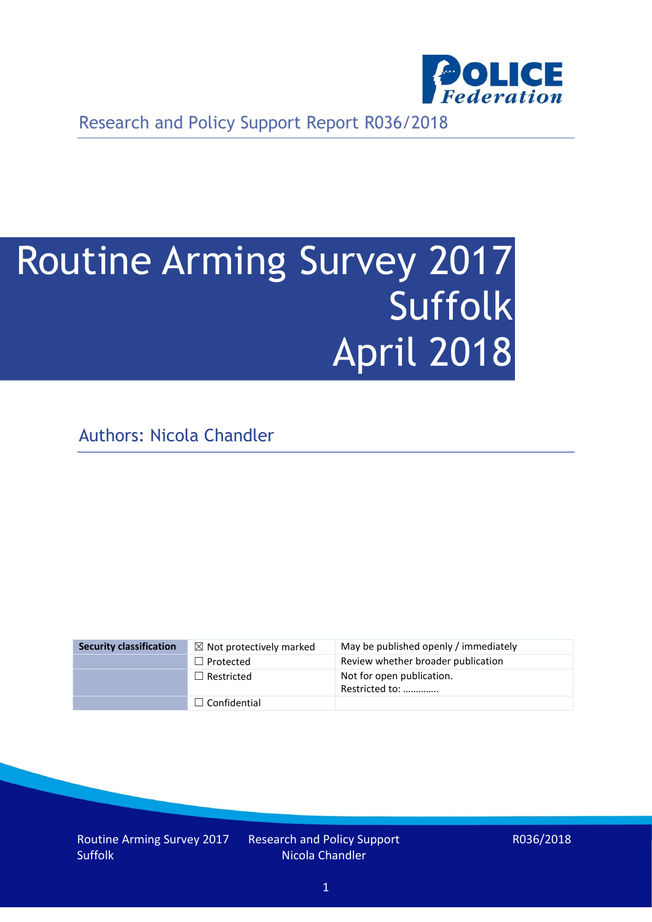Research and Policy Support Report R036/2018

# Routine Arming Survey 2017 Suffolk April 2018

Authors: Nicola Chandler

| Security classification | ☒ Not protectively marked | May be published openly / immediately |
|---|---|---|
| | ☐ Protected | Review whether broader publication |
| | ☐ Restricted | Not for open publication. Restricted to: ………….. |
| | ☐ Confidential | |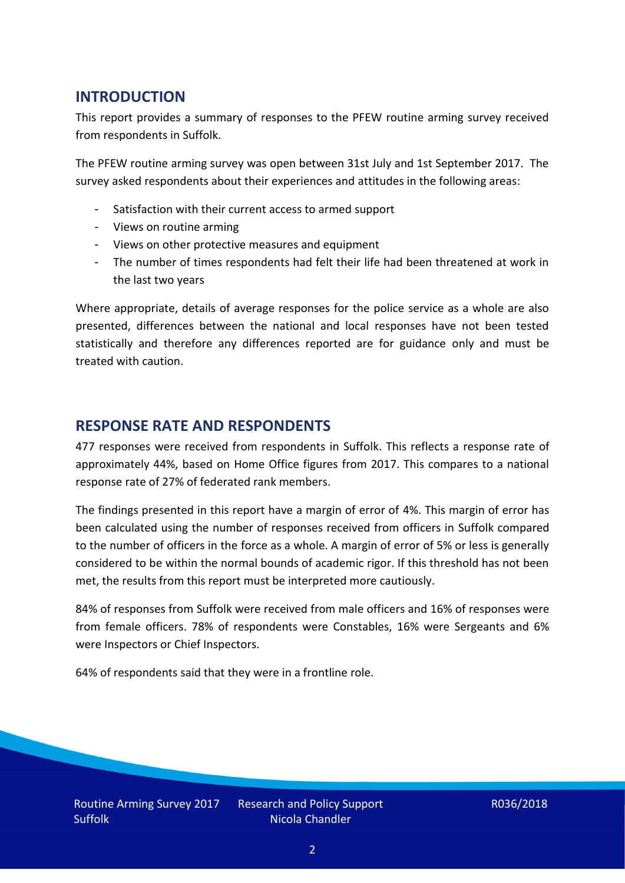## INTRODUCTION

This report provides a summary of responses to the PFEW routine arming survey received from respondents in Suffolk.

The PFEW routine arming survey was open between 31st July and 1st September 2017. The survey asked respondents about their experiences and attitudes in the following areas:

- Satisfaction with their current access to armed support
- Views on routine arming
- Views on other protective measures and equipment
- The number of times respondents had felt their life had been threatened at work in the last two years

Where appropriate, details of average responses for the police service as a whole are also presented, differences between the national and local responses have not been tested statistically and therefore any differences reported are for guidance only and must be treated with caution.

## RESPONSE RATE AND RESPONDENTS

477 responses were received from respondents in Suffolk. This reflects a response rate of approximately 44%, based on Home Office figures from 2017. This compares to a national response rate of 27% of federated rank members.

The findings presented in this report have a margin of error of 4%. This margin of error has been calculated using the number of responses received from officers in Suffolk compared to the number of officers in the force as a whole. A margin of error of 5% or less is generally considered to be within the normal bounds of academic rigor. If this threshold has not been met, the results from this report must be interpreted more cautiously.

84% of responses from Suffolk were received from male officers and 16% of responses were from female officers. 78% of respondents were Constables, 16% were Sergeants and 6% were Inspectors or Chief Inspectors.

64% of respondents said that they were in a frontline role.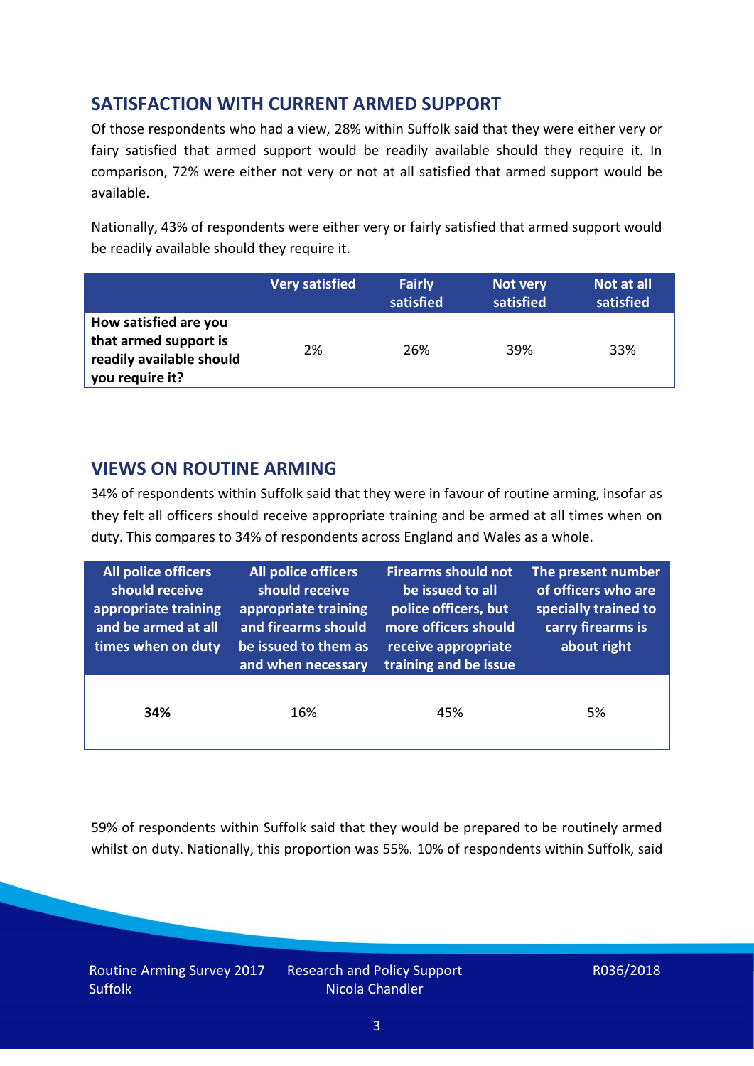## SATISFACTION WITH CURRENT ARMED SUPPORT

Of those respondents who had a view, 28% within Suffolk said that they were either very or fairy satisfied that armed support would be readily available should they require it. In comparison, 72% were either not very or not at all satisfied that armed support would be available.

Nationally, 43% of respondents were either very or fairly satisfied that armed support would be readily available should they require it.

| | Very satisfied | Fairly satisfied | Not very satisfied | Not at all satisfied |
|---|---|---|---|---|
| **How satisfied are you that armed support is readily available should you require it?** | 2% | 26% | 39% | 33% |

## VIEWS ON ROUTINE ARMING

34% of respondents within Suffolk said that they were in favour of routine arming, insofar as they felt all officers should receive appropriate training and be armed at all times when on duty. This compares to 34% of respondents across England and Wales as a whole.

| All police officers should receive appropriate training and be armed at all times when on duty | All police officers should receive appropriate training and firearms should be issued to them as and when necessary | Firearms should not be issued to all police officers, but more officers should receive appropriate training and be issue | The present number of officers who are specially trained to carry firearms is about right |
|---|---|---|---|
| **34%** | 16% | 45% | 5% |

59% of respondents within Suffolk said that they would be prepared to be routinely armed whilst on duty. Nationally, this proportion was 55%. 10% of respondents within Suffolk, said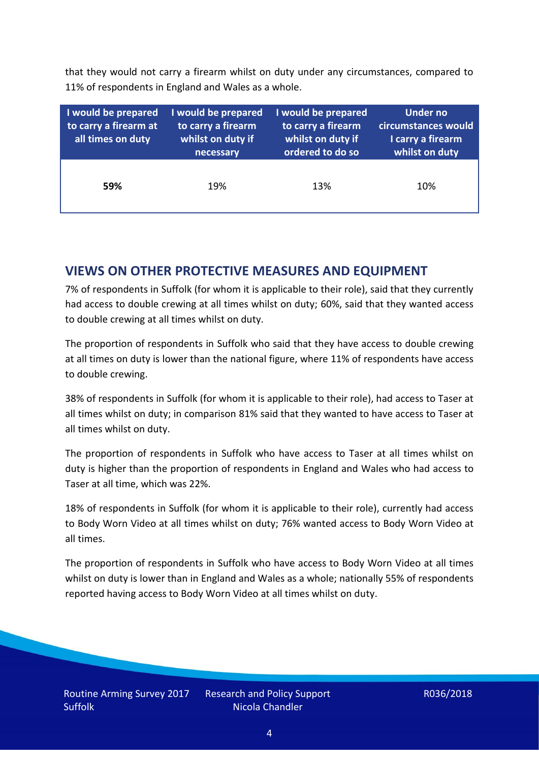that they would not carry a firearm whilst on duty under any circumstances, compared to 11% of respondents in England and Wales as a whole.

| I would be prepared to carry a firearm at all times on duty | I would be prepared to carry a firearm whilst on duty if necessary | I would be prepared to carry a firearm whilst on duty if ordered to do so | Under no circumstances would I carry a firearm whilst on duty |
|---|---|---|---|
| **59%** | 19% | 13% | 10% |

## VIEWS ON OTHER PROTECTIVE MEASURES AND EQUIPMENT

7% of respondents in Suffolk (for whom it is applicable to their role), said that they currently had access to double crewing at all times whilst on duty; 60%, said that they wanted access to double crewing at all times whilst on duty.

The proportion of respondents in Suffolk who said that they have access to double crewing at all times on duty is lower than the national figure, where 11% of respondents have access to double crewing.

38% of respondents in Suffolk (for whom it is applicable to their role), had access to Taser at all times whilst on duty; in comparison 81% said that they wanted to have access to Taser at all times whilst on duty.

The proportion of respondents in Suffolk who have access to Taser at all times whilst on duty is higher than the proportion of respondents in England and Wales who had access to Taser at all time, which was 22%.

18% of respondents in Suffolk (for whom it is applicable to their role), currently had access to Body Worn Video at all times whilst on duty; 76% wanted access to Body Worn Video at all times.

The proportion of respondents in Suffolk who have access to Body Worn Video at all times whilst on duty is lower than in England and Wales as a whole; nationally 55% of respondents reported having access to Body Worn Video at all times whilst on duty.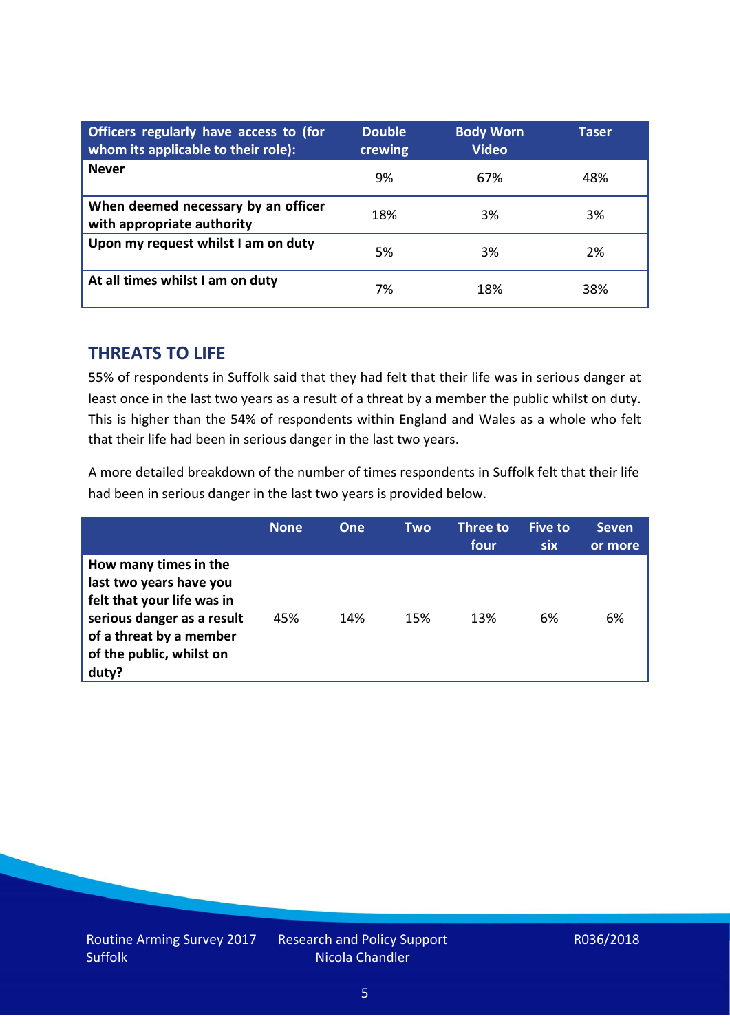| Officers regularly have access to (for whom its applicable to their role): | Double crewing | Body Worn Video | Taser |
|---|---|---|---|
| **Never** | 9% | 67% | 48% |
| **When deemed necessary by an officer with appropriate authority** | 18% | 3% | 3% |
| **Upon my request whilst I am on duty** | 5% | 3% | 2% |
| **At all times whilst I am on duty** | 7% | 18% | 38% |

## THREATS TO LIFE

55% of respondents in Suffolk said that they had felt that their life was in serious danger at least once in the last two years as a result of a threat by a member the public whilst on duty. This is higher than the 54% of respondents within England and Wales as a whole who felt that their life had been in serious danger in the last two years.

A more detailed breakdown of the number of times respondents in Suffolk felt that their life had been in serious danger in the last two years is provided below.

| | None | One | Two | Three to four | Five to six | Seven or more |
|---|---|---|---|---|---|---|
| **How many times in the last two years have you felt that your life was in serious danger as a result of a threat by a member of the public, whilst on duty?** | 45% | 14% | 15% | 13% | 6% | 6% |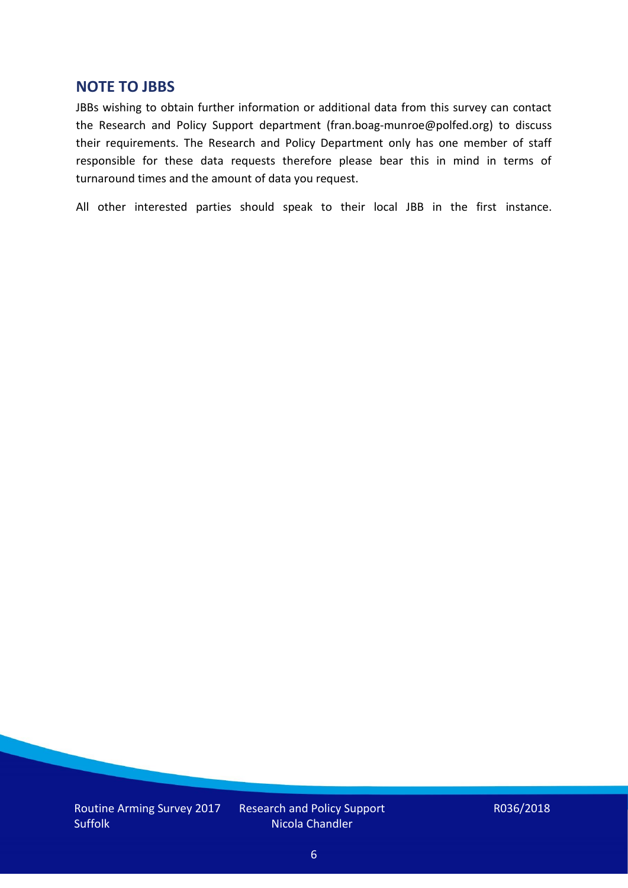## NOTE TO JBBS

JBBs wishing to obtain further information or additional data from this survey can contact the Research and Policy Support department (fran.boag-munroe@polfed.org) to discuss their requirements. The Research and Policy Department only has one member of staff responsible for these data requests therefore please bear this in mind in terms of turnaround times and the amount of data you request.

All other interested parties should speak to their local JBB in the first instance.